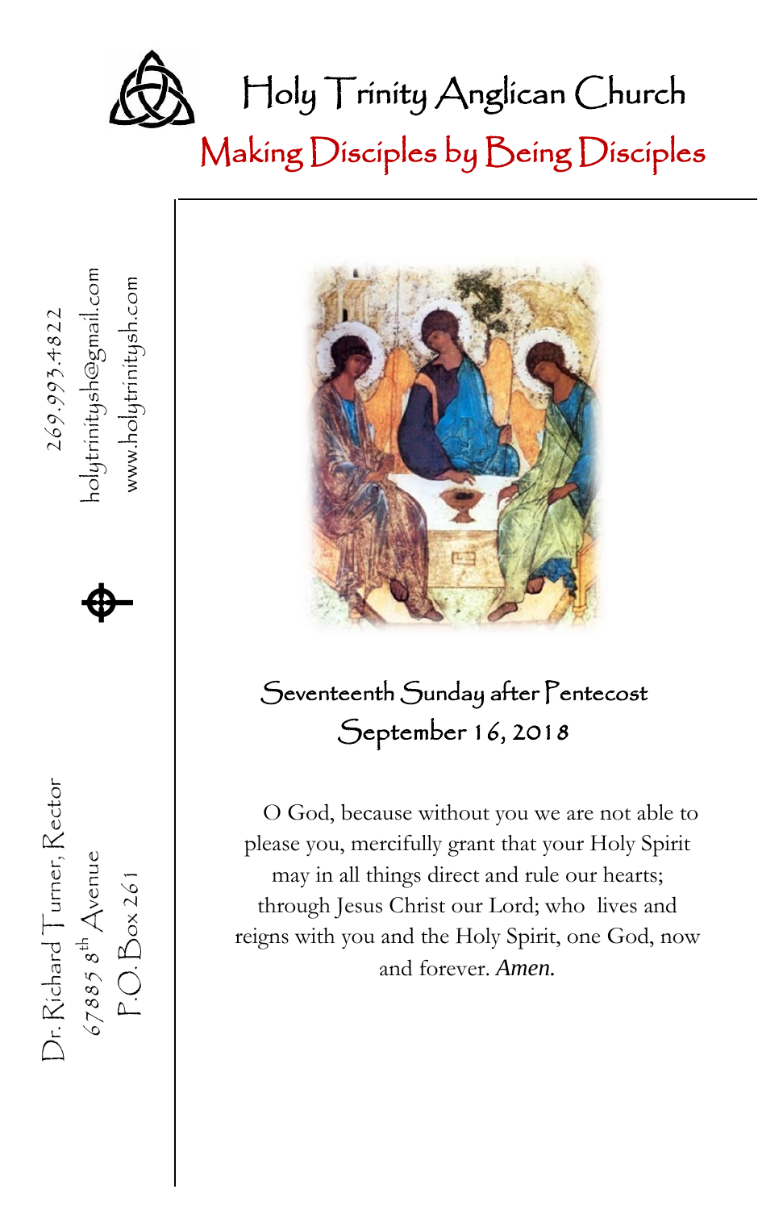# Holy Trinity Anglican Church

## Making Disciples by Being Disciples

269.993.4822
holytrinitysh@gmail.com
www.holytrinitysh.com

Dr. Richard Turner, Rector
67885 8th Avenue
P.O. Box 261

### Seventeenth Sunday after Pentecost
### September 16, 2018

O God, because without you we are not able to please you, mercifully grant that your Holy Spirit may in all things direct and rule our hearts; through Jesus Christ our Lord; who lives and reigns with you and the Holy Spirit, one God, now and forever. *Amen.*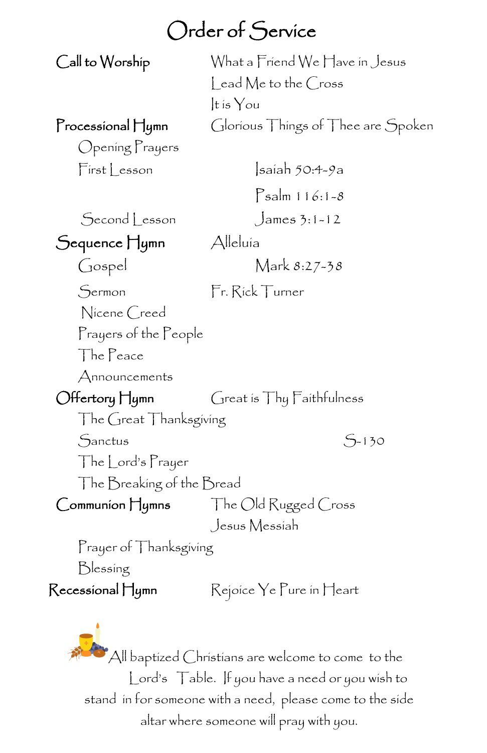# Order of Service

**Call to Worship** — What a Friend We Have in Jesus
Lead Me to the Cross
It is You

**Processional Hymn** — Glorious Things of Thee are Spoken

Opening Prayers

First Lesson — Isaiah 50:4-9a

Psalm 116:1-8

Second Lesson — James 3:1-12

**Sequence Hymn** — Alleluia

Gospel — Mark 8:27-38

Sermon — Fr. Rick Turner

Nicene Creed

Prayers of the People

The Peace

Announcements

**Offertory Hymn** — Great is Thy Faithfulness

The Great Thanksgiving

Sanctus — S-130

The Lord's Prayer

The Breaking of the Bread

**Communion Hymns** — The Old Rugged Cross
Jesus Messiah

Prayer of Thanksgiving

Blessing

**Recessional Hymn** — Rejoice Ye Pure in Heart

All baptized Christians are welcome to come to the Lord's Table. If you have a need or you wish to stand in for someone with a need, please come to the side altar where someone will pray with you.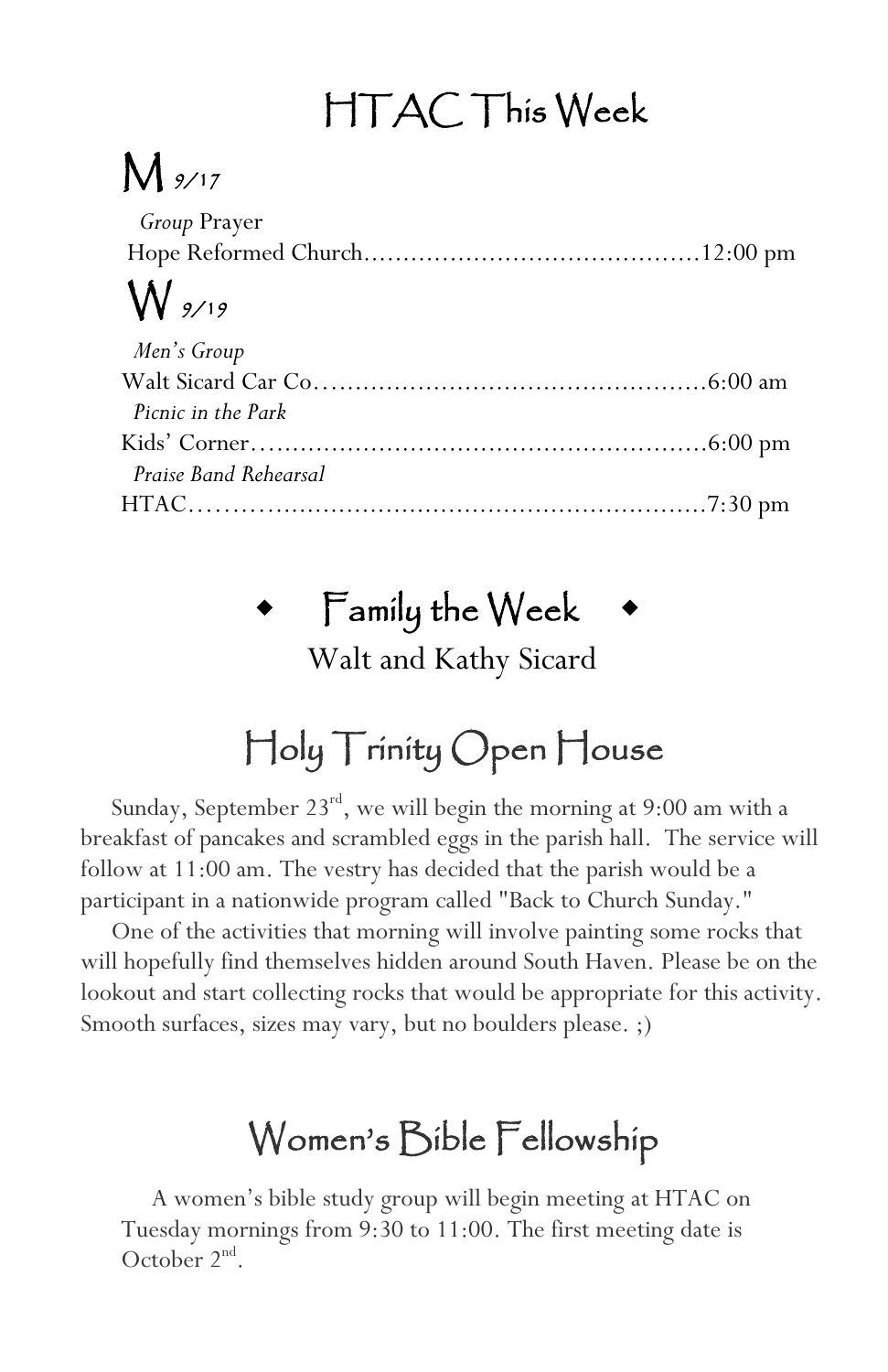# HTAC This Week

## M *9/17*

*Group* Prayer
Hope Reformed Church……………………………………12:00 pm

## W *9/19*

*Men's Group*
Walt Sicard Car Co……………………………………………6:00 am

*Picnic in the Park*
Kids' Corner……………………………………………………6:00 pm

*Praise Band Rehearsal*
HTAC……………………………………………………………7:30 pm

## ◆ Family the Week ◆

Walt and Kathy Sicard

## Holy Trinity Open House

Sunday, September 23rd, we will begin the morning at 9:00 am with a breakfast of pancakes and scrambled eggs in the parish hall. The service will follow at 11:00 am. The vestry has decided that the parish would be a participant in a nationwide program called "Back to Church Sunday."

One of the activities that morning will involve painting some rocks that will hopefully find themselves hidden around South Haven. Please be on the lookout and start collecting rocks that would be appropriate for this activity. Smooth surfaces, sizes may vary, but no boulders please. ;)

## Women's Bible Fellowship

A women's bible study group will begin meeting at HTAC on Tuesday mornings from 9:30 to 11:00. The first meeting date is October 2nd.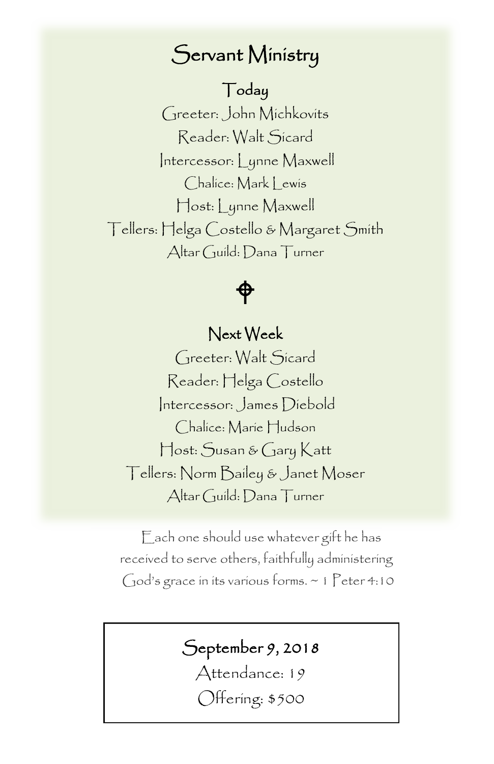# Servant Ministry

## Today

Greeter: John Michkovits

Reader: Walt Sicard

Intercessor: Lynne Maxwell

Chalice: Mark Lewis

Host: Lynne Maxwell

Tellers: Helga Costello & Margaret Smith

Altar Guild: Dana Turner

## Next Week

Greeter: Walt Sicard

Reader: Helga Costello

Intercessor: James Diebold

Chalice: Marie Hudson

Host: Susan & Gary Katt

Tellers: Norm Bailey & Janet Moser

Altar Guild: Dana Turner

Each one should use whatever gift he has received to serve others, faithfully administering God's grace in its various forms. ~ 1 Peter 4:10

**September 9, 2018**

Attendance: 19

Offering: $500